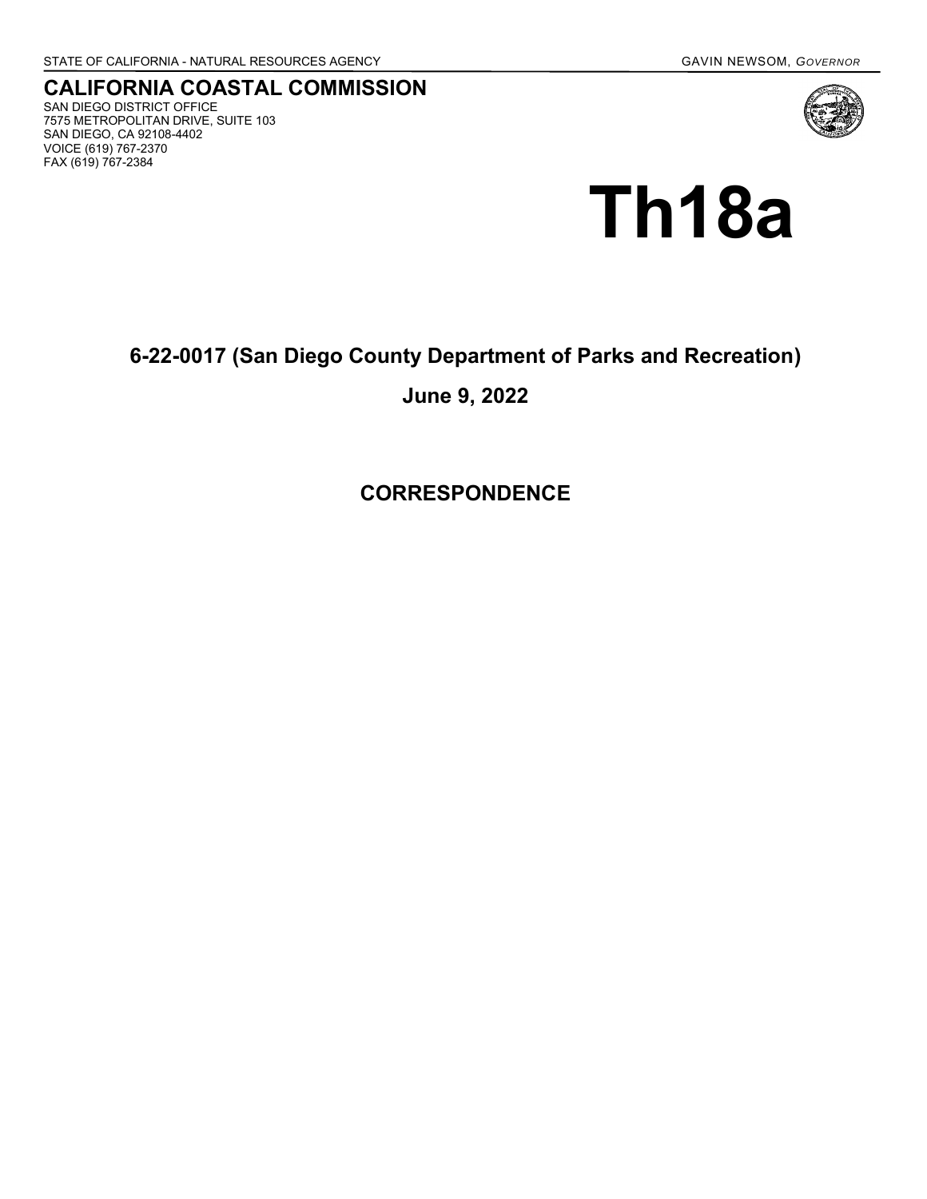STATE OF CALIFORNIA - NATURAL RESOURCES AGENCY

GAVIN NEWSOM, *GOVERNOR*

# CALIFORNIA COASTAL COMMISSION

SAN DIEGO DISTRICT OFFICE
7575 METROPOLITAN DRIVE, SUITE 103
SAN DIEGO, CA 92108-4402
VOICE (619) 767-2370
FAX (619) 767-2384

# Th18a

## 6-22-0017 (San Diego County Department of Parks and Recreation)

## June 9, 2022

## CORRESPONDENCE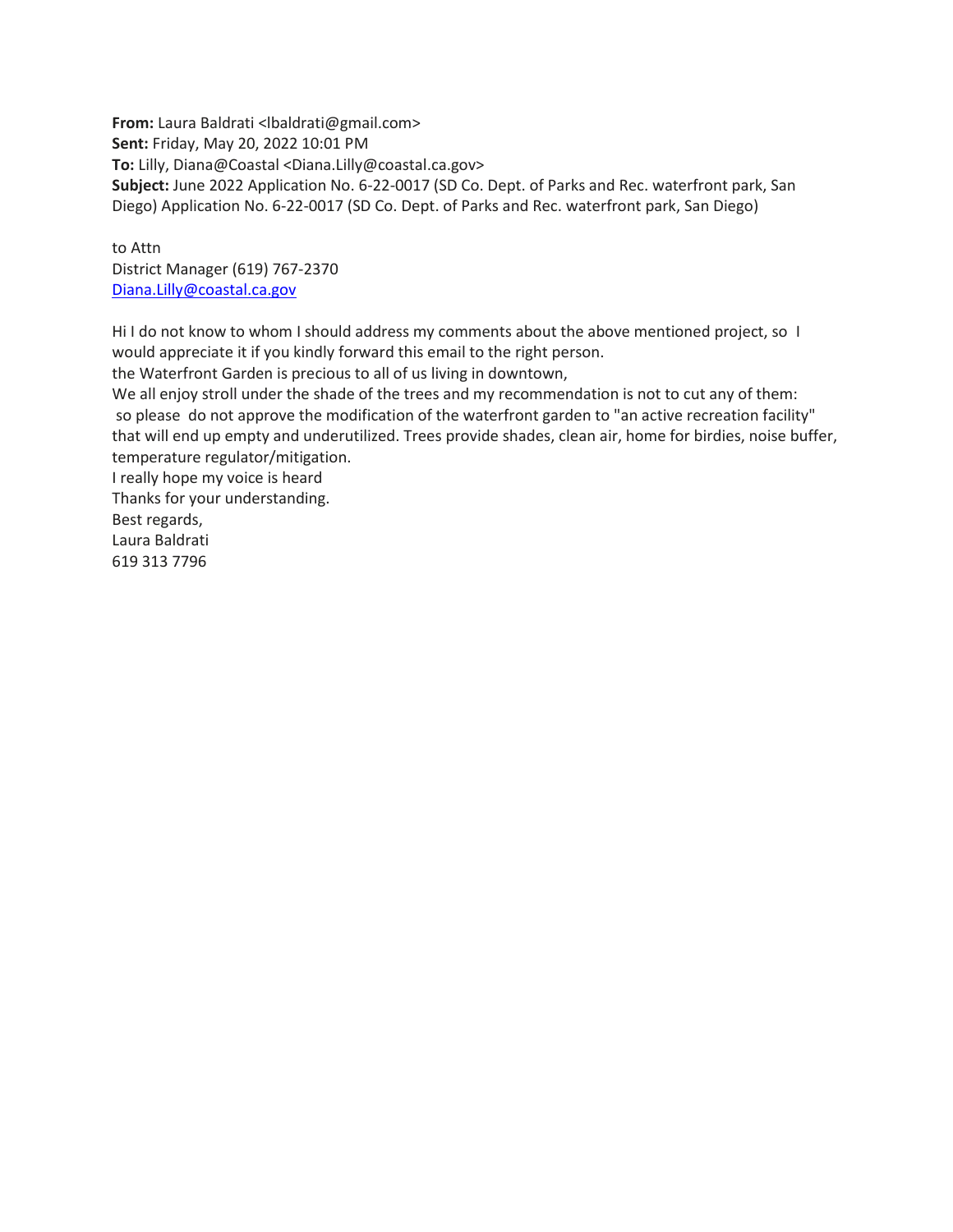**From:** Laura Baldrati <lbaldrati@gmail.com>
**Sent:** Friday, May 20, 2022 10:01 PM
**To:** Lilly, Diana@Coastal <Diana.Lilly@coastal.ca.gov>
**Subject:** June 2022 Application No. 6-22-0017 (SD Co. Dept. of Parks and Rec. waterfront park, San Diego) Application No. 6-22-0017 (SD Co. Dept. of Parks and Rec. waterfront park, San Diego)

to Attn
District Manager (619) 767-2370
Diana.Lilly@coastal.ca.gov

Hi I do not know to whom I should address my comments about the above mentioned project, so I would appreciate it if you kindly forward this email to the right person.
the Waterfront Garden is precious to all of us living in downtown,
We all enjoy stroll under the shade of the trees and my recommendation is not to cut any of them:
so please do not approve the modification of the waterfront garden to "an active recreation facility" that will end up empty and underutilized. Trees provide shades, clean air, home for birdies, noise buffer, temperature regulator/mitigation.
I really hope my voice is heard
Thanks for your understanding.
Best regards,
Laura Baldrati
619 313 7796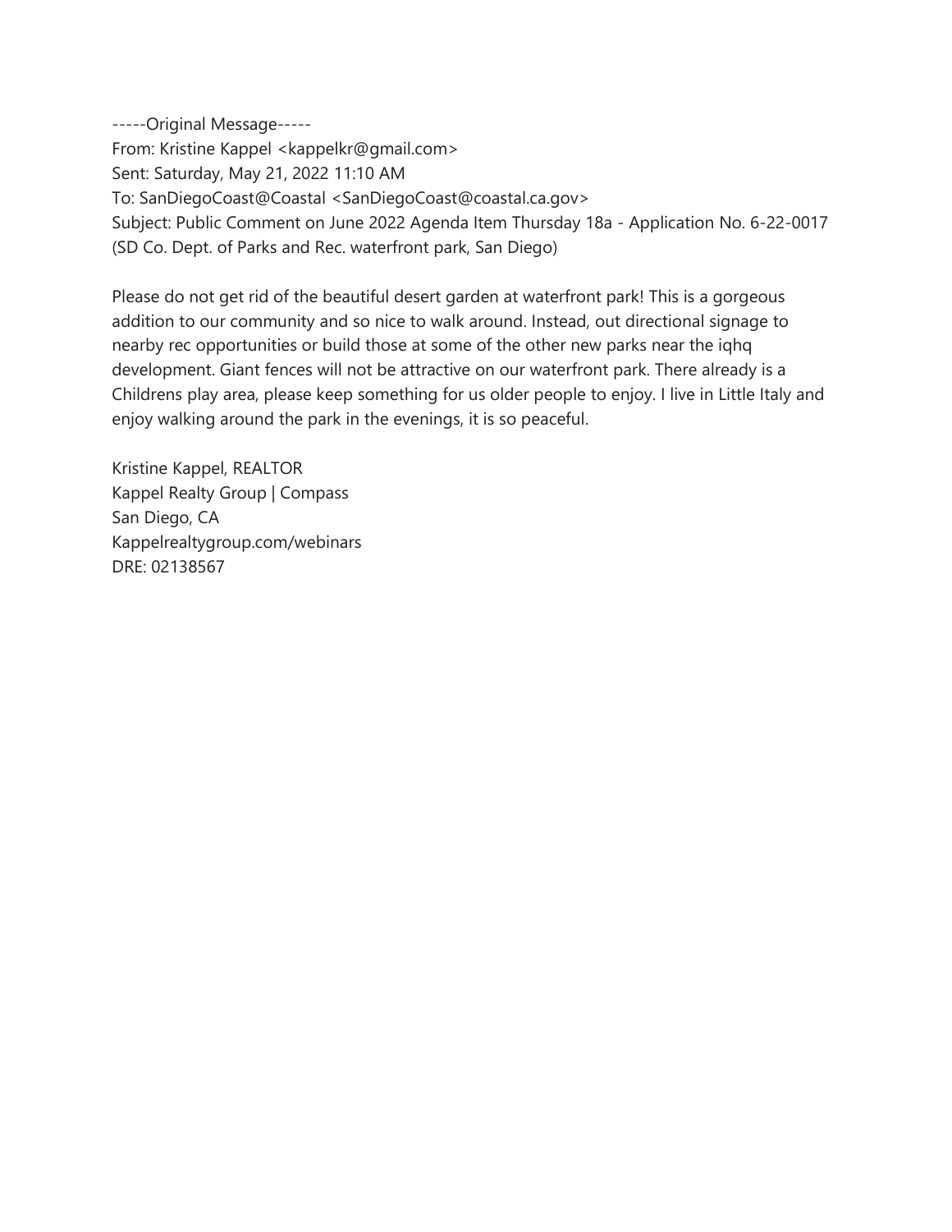-----Original Message-----
From: Kristine Kappel <kappelkr@gmail.com>
Sent: Saturday, May 21, 2022 11:10 AM
To: SanDiegoCoast@Coastal <SanDiegoCoast@coastal.ca.gov>
Subject: Public Comment on June 2022 Agenda Item Thursday 18a - Application No. 6-22-0017 (SD Co. Dept. of Parks and Rec. waterfront park, San Diego)

Please do not get rid of the beautiful desert garden at waterfront park! This is a gorgeous addition to our community and so nice to walk around. Instead, out directional signage to nearby rec opportunities or build those at some of the other new parks near the iqhq development. Giant fences will not be attractive on our waterfront park. There already is a Childrens play area, please keep something for us older people to enjoy. I live in Little Italy and enjoy walking around the park in the evenings, it is so peaceful.

Kristine Kappel, REALTOR
Kappel Realty Group | Compass
San Diego, CA
Kappelrealtygroup.com/webinars
DRE: 02138567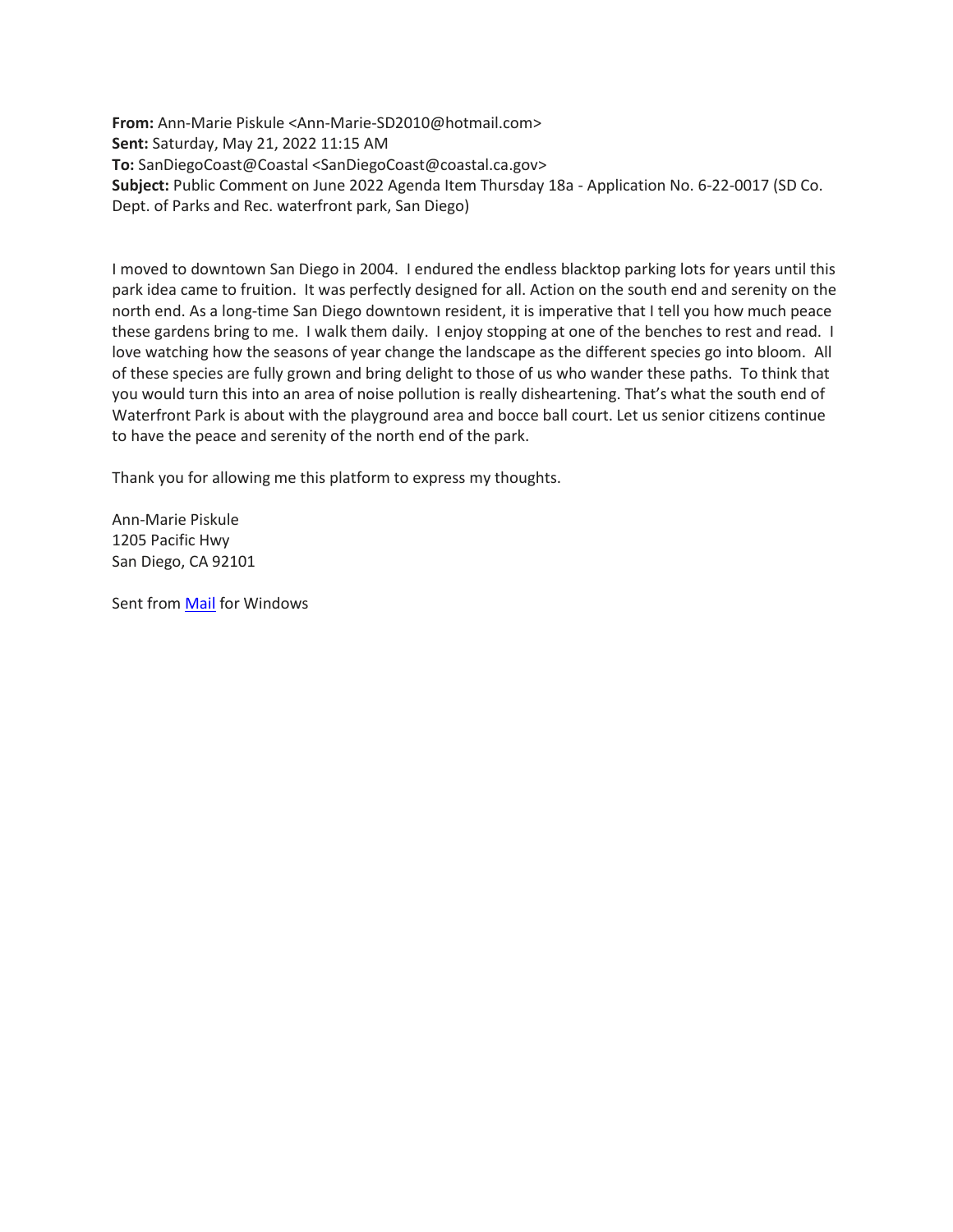**From:** Ann-Marie Piskule <Ann-Marie-SD2010@hotmail.com>
**Sent:** Saturday, May 21, 2022 11:15 AM
**To:** SanDiegoCoast@Coastal <SanDiegoCoast@coastal.ca.gov>
**Subject:** Public Comment on June 2022 Agenda Item Thursday 18a - Application No. 6-22-0017 (SD Co. Dept. of Parks and Rec. waterfront park, San Diego)

I moved to downtown San Diego in 2004. I endured the endless blacktop parking lots for years until this park idea came to fruition. It was perfectly designed for all. Action on the south end and serenity on the north end. As a long-time San Diego downtown resident, it is imperative that I tell you how much peace these gardens bring to me. I walk them daily. I enjoy stopping at one of the benches to rest and read. I love watching how the seasons of year change the landscape as the different species go into bloom. All of these species are fully grown and bring delight to those of us who wander these paths. To think that you would turn this into an area of noise pollution is really disheartening. That's what the south end of Waterfront Park is about with the playground area and bocce ball court. Let us senior citizens continue to have the peace and serenity of the north end of the park.

Thank you for allowing me this platform to express my thoughts.

Ann-Marie Piskule
1205 Pacific Hwy
San Diego, CA 92101

Sent from Mail for Windows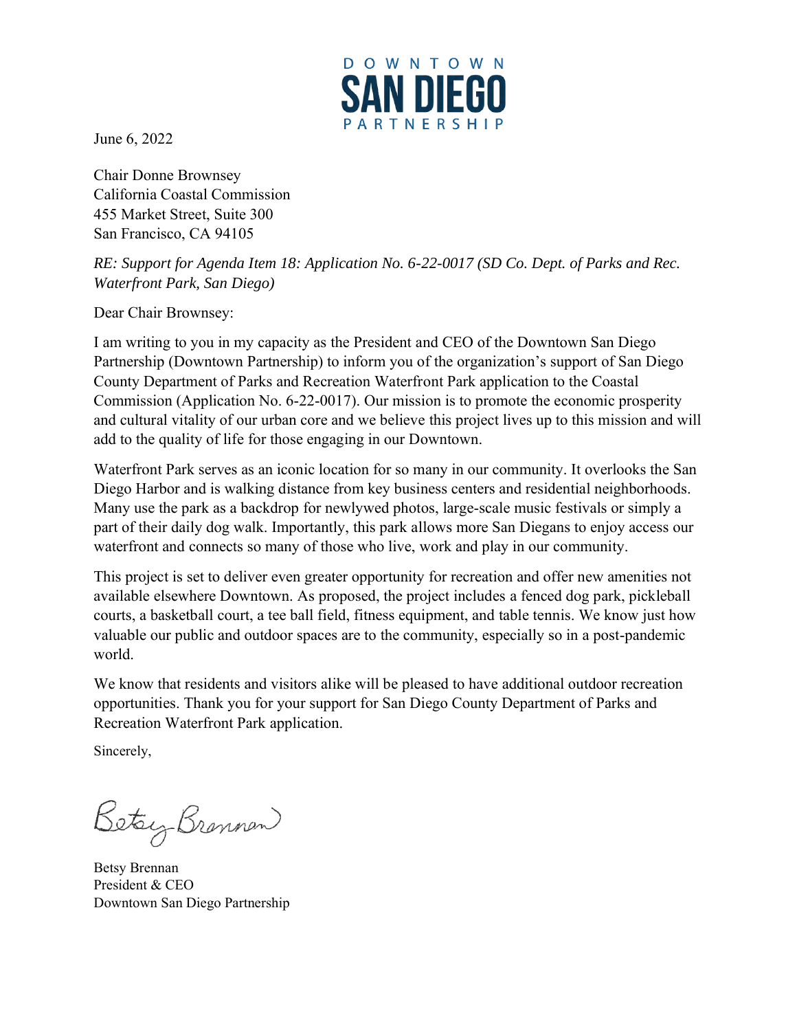DOWNTOWN
SAN DIEGO
PARTNERSHIP

June 6, 2022

Chair Donne Brownsey
California Coastal Commission
455 Market Street, Suite 300
San Francisco, CA 94105

*RE: Support for Agenda Item 18: Application No. 6-22-0017 (SD Co. Dept. of Parks and Rec. Waterfront Park, San Diego)*

Dear Chair Brownsey:

I am writing to you in my capacity as the President and CEO of the Downtown San Diego Partnership (Downtown Partnership) to inform you of the organization's support of San Diego County Department of Parks and Recreation Waterfront Park application to the Coastal Commission (Application No. 6-22-0017). Our mission is to promote the economic prosperity and cultural vitality of our urban core and we believe this project lives up to this mission and will add to the quality of life for those engaging in our Downtown.

Waterfront Park serves as an iconic location for so many in our community. It overlooks the San Diego Harbor and is walking distance from key business centers and residential neighborhoods. Many use the park as a backdrop for newlywed photos, large-scale music festivals or simply a part of their daily dog walk. Importantly, this park allows more San Diegans to enjoy access our waterfront and connects so many of those who live, work and play in our community.

This project is set to deliver even greater opportunity for recreation and offer new amenities not available elsewhere Downtown. As proposed, the project includes a fenced dog park, pickleball courts, a basketball court, a tee ball field, fitness equipment, and table tennis. We know just how valuable our public and outdoor spaces are to the community, especially so in a post-pandemic world.

We know that residents and visitors alike will be pleased to have additional outdoor recreation opportunities. Thank you for your support for San Diego County Department of Parks and Recreation Waterfront Park application.

Sincerely,

Betsy Brennan

Betsy Brennan
President & CEO
Downtown San Diego Partnership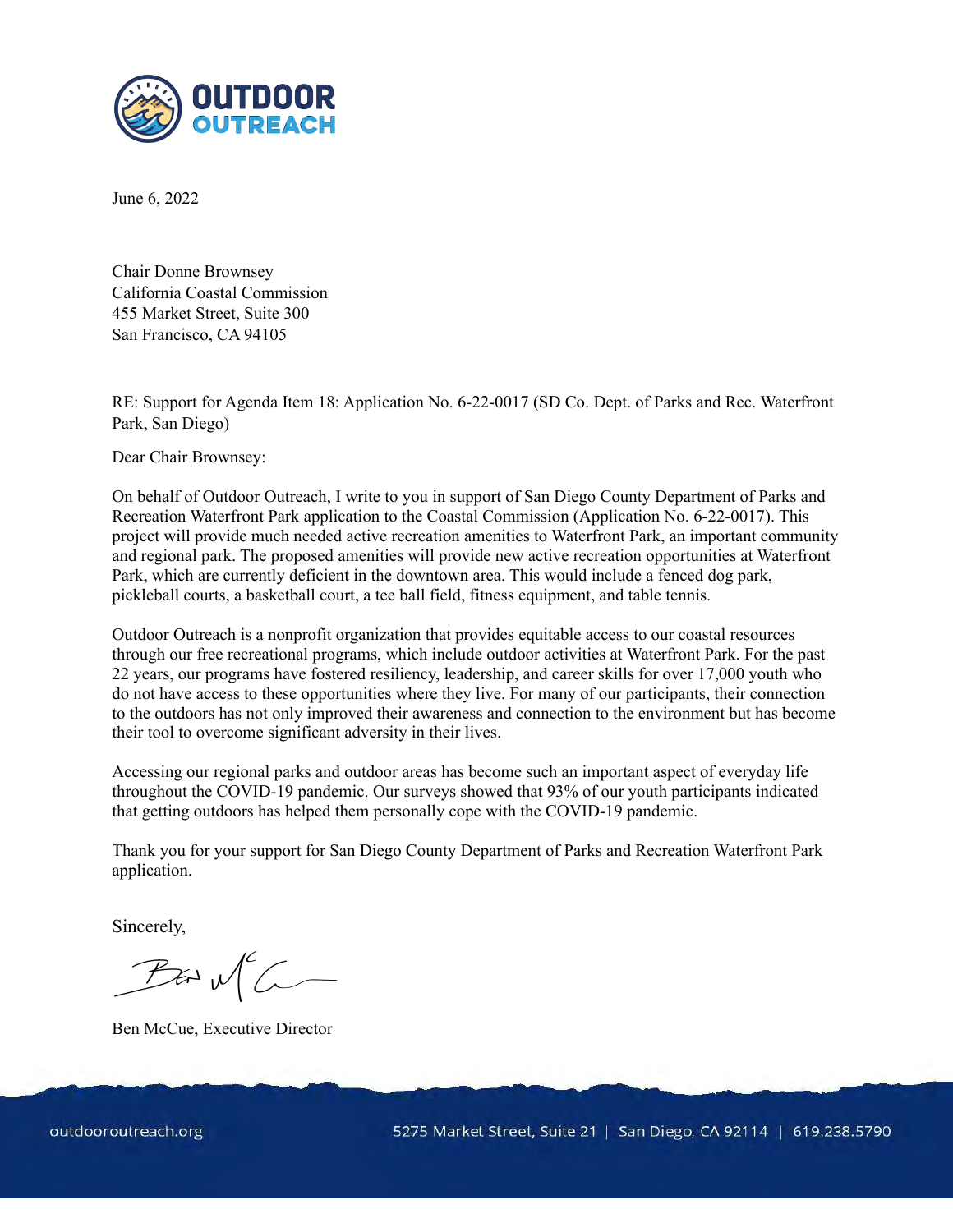OUTDOOR OUTREACH

June 6, 2022

Chair Donne Brownsey
California Coastal Commission
455 Market Street, Suite 300
San Francisco, CA 94105

RE: Support for Agenda Item 18: Application No. 6-22-0017 (SD Co. Dept. of Parks and Rec. Waterfront Park, San Diego)

Dear Chair Brownsey:

On behalf of Outdoor Outreach, I write to you in support of San Diego County Department of Parks and Recreation Waterfront Park application to the Coastal Commission (Application No. 6-22-0017). This project will provide much needed active recreation amenities to Waterfront Park, an important community and regional park. The proposed amenities will provide new active recreation opportunities at Waterfront Park, which are currently deficient in the downtown area. This would include a fenced dog park, pickleball courts, a basketball court, a tee ball field, fitness equipment, and table tennis.

Outdoor Outreach is a nonprofit organization that provides equitable access to our coastal resources through our free recreational programs, which include outdoor activities at Waterfront Park. For the past 22 years, our programs have fostered resiliency, leadership, and career skills for over 17,000 youth who do not have access to these opportunities where they live. For many of our participants, their connection to the outdoors has not only improved their awareness and connection to the environment but has become their tool to overcome significant adversity in their lives.

Accessing our regional parks and outdoor areas has become such an important aspect of everyday life throughout the COVID-19 pandemic. Our surveys showed that 93% of our youth participants indicated that getting outdoors has helped them personally cope with the COVID-19 pandemic.

Thank you for your support for San Diego County Department of Parks and Recreation Waterfront Park application.

Sincerely,

Ben McCue, Executive Director

outdooroutreach.org | 5275 Market Street, Suite 21 | San Diego, CA 92114 | 619.238.5790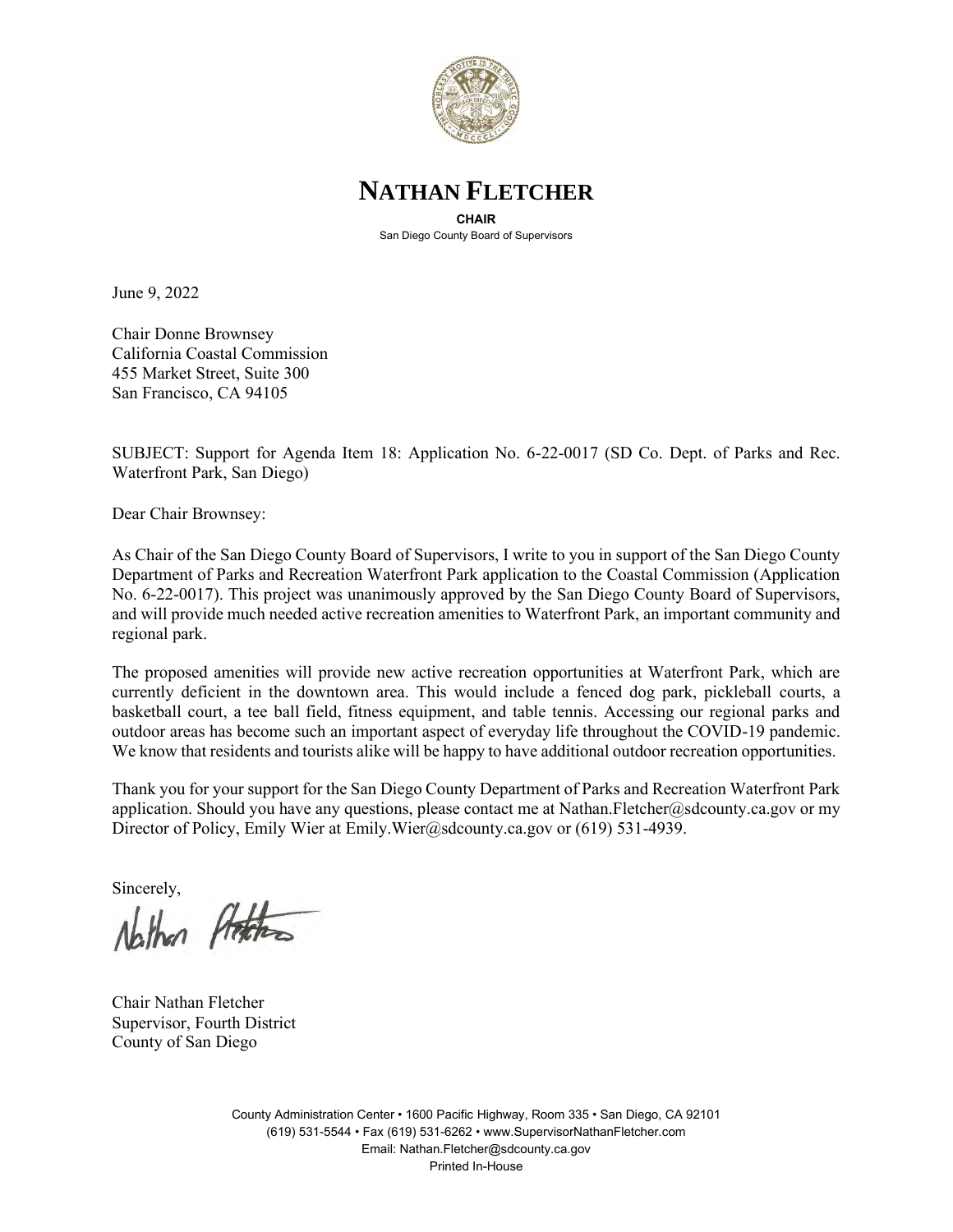# NATHAN FLETCHER

**CHAIR**

San Diego County Board of Supervisors

June 9, 2022

Chair Donne Brownsey
California Coastal Commission
455 Market Street, Suite 300
San Francisco, CA 94105

SUBJECT: Support for Agenda Item 18: Application No. 6-22-0017 (SD Co. Dept. of Parks and Rec. Waterfront Park, San Diego)

Dear Chair Brownsey:

As Chair of the San Diego County Board of Supervisors, I write to you in support of the San Diego County Department of Parks and Recreation Waterfront Park application to the Coastal Commission (Application No. 6-22-0017). This project was unanimously approved by the San Diego County Board of Supervisors, and will provide much needed active recreation amenities to Waterfront Park, an important community and regional park.

The proposed amenities will provide new active recreation opportunities at Waterfront Park, which are currently deficient in the downtown area. This would include a fenced dog park, pickleball courts, a basketball court, a tee ball field, fitness equipment, and table tennis. Accessing our regional parks and outdoor areas has become such an important aspect of everyday life throughout the COVID-19 pandemic. We know that residents and tourists alike will be happy to have additional outdoor recreation opportunities.

Thank you for your support for the San Diego County Department of Parks and Recreation Waterfront Park application. Should you have any questions, please contact me at Nathan.Fletcher@sdcounty.ca.gov or my Director of Policy, Emily Wier at Emily.Wier@sdcounty.ca.gov or (619) 531-4939.

Sincerely,

Chair Nathan Fletcher
Supervisor, Fourth District
County of San Diego

County Administration Center • 1600 Pacific Highway, Room 335 • San Diego, CA 92101
(619) 531-5544 • Fax (619) 531-6262 • www.SupervisorNathanFletcher.com
Email: Nathan.Fletcher@sdcounty.ca.gov
Printed In-House